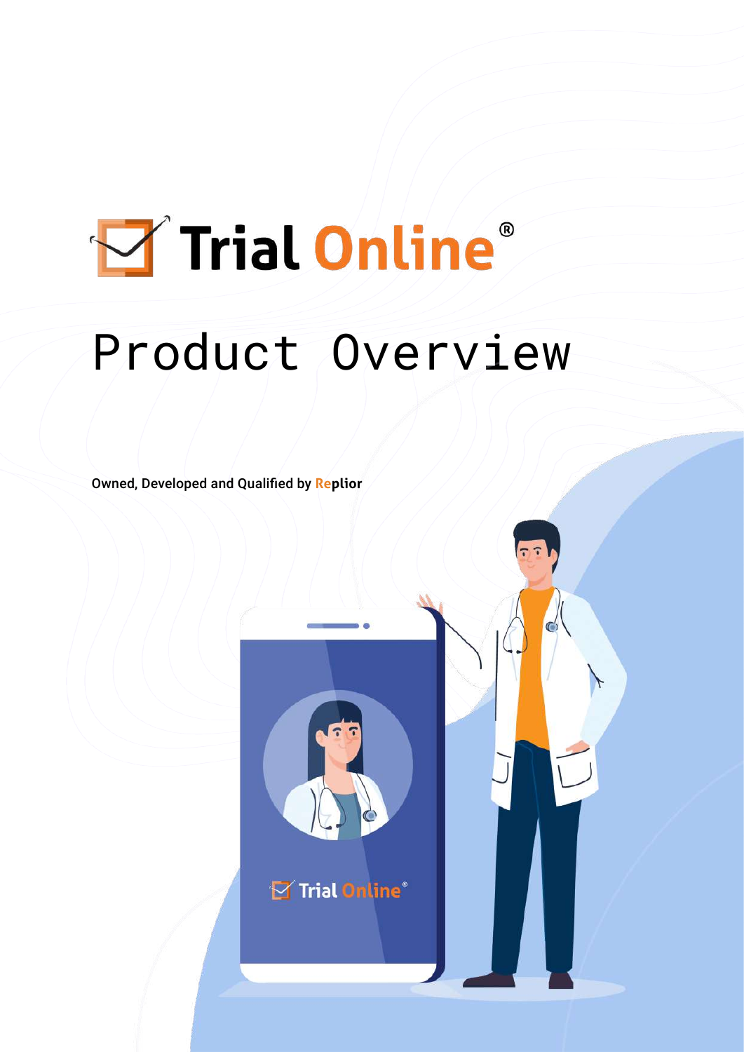# Trial Online®

# Product Overview

Owned, Developed and Qualified by **Replior**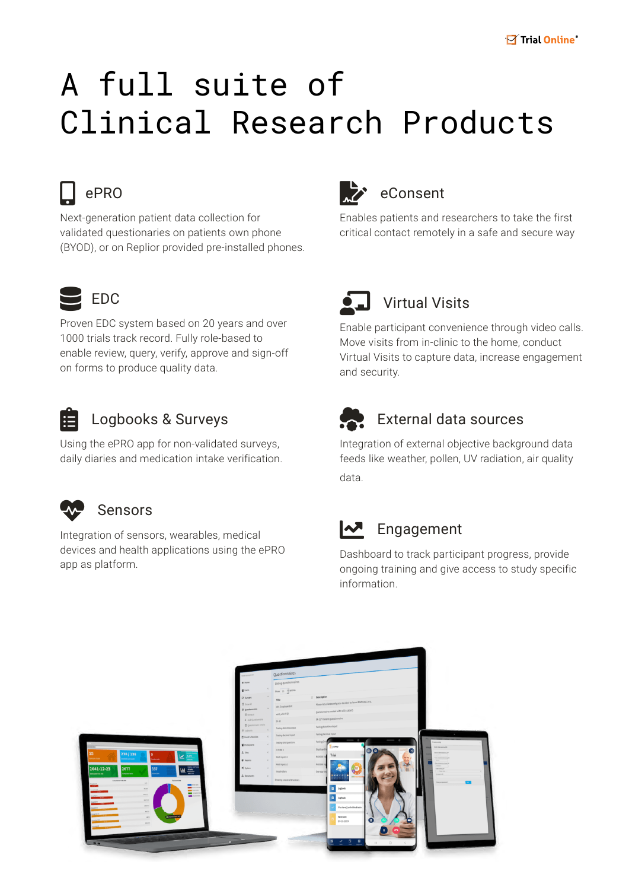# A full suite of Clinical Research Products

## ePRO

Next-generation patient data collection for validated questionaries on patients own phone (BYOD), or on Replior provided pre-installed phones.

## eConsent

Enables patients and researchers to take the first critical contact remotely in a safe and secure way

## EDC

Proven EDC system based on 20 years and over 1000 trials track record. Fully role-based to enable review, query, verify, approve and sign-off on forms to produce quality data.

## Virtual Visits

Enable participant convenience through video calls. Move visits from in-clinic to the home, conduct Virtual Visits to capture data, increase engagement and security.

## Logbooks & Surveys

Using the ePRO app for non-validated surveys, daily diaries and medication intake verification.

## External data sources

Integration of external objective background data feeds like weather, pollen, UV radiation, air quality data.

## Sensors

Integration of sensors, wearables, medical devices and health applications using the ePRO app as platform.

## Engagement

Dashboard to track participant progress, provide ongoing training and give access to study specific information.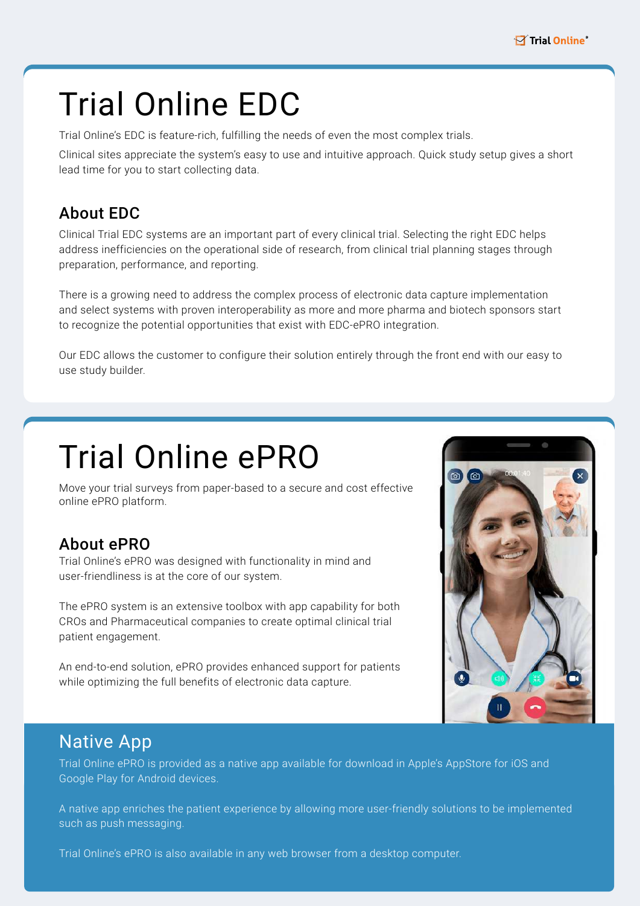# Trial Online EDC

Trial Online's EDC is feature-rich, fulfilling the needs of even the most complex trials.

Clinical sites appreciate the system's easy to use and intuitive approach. Quick study setup gives a short lead time for you to start collecting data.

## About EDC

Clinical Trial EDC systems are an important part of every clinical trial. Selecting the right EDC helps address inefficiencies on the operational side of research, from clinical trial planning stages through preparation, performance, and reporting.

There is a growing need to address the complex process of electronic data capture implementation and select systems with proven interoperability as more and more pharma and biotech sponsors start to recognize the potential opportunities that exist with EDC-ePRO integration.

Our EDC allows the customer to configure their solution entirely through the front end with our easy to use study builder.

# Trial Online ePRO

Move your trial surveys from paper-based to a secure and cost effective online ePRO platform.

## About ePRO

Trial Online's ePRO was designed with functionality in mind and user-friendliness is at the core of our system.

The ePRO system is an extensive toolbox with app capability for both CROs and Pharmaceutical companies to create optimal clinical trial patient engagement.

An end-to-end solution, ePRO provides enhanced support for patients while optimizing the full benefits of electronic data capture.

## Native App

Trial Online ePRO is provided as a native app available for download in Apple's AppStore for iOS and Google Play for Android devices.

A native app enriches the patient experience by allowing more user-friendly solutions to be implemented such as push messaging.

Trial Online's ePRO is also available in any web browser from a desktop computer.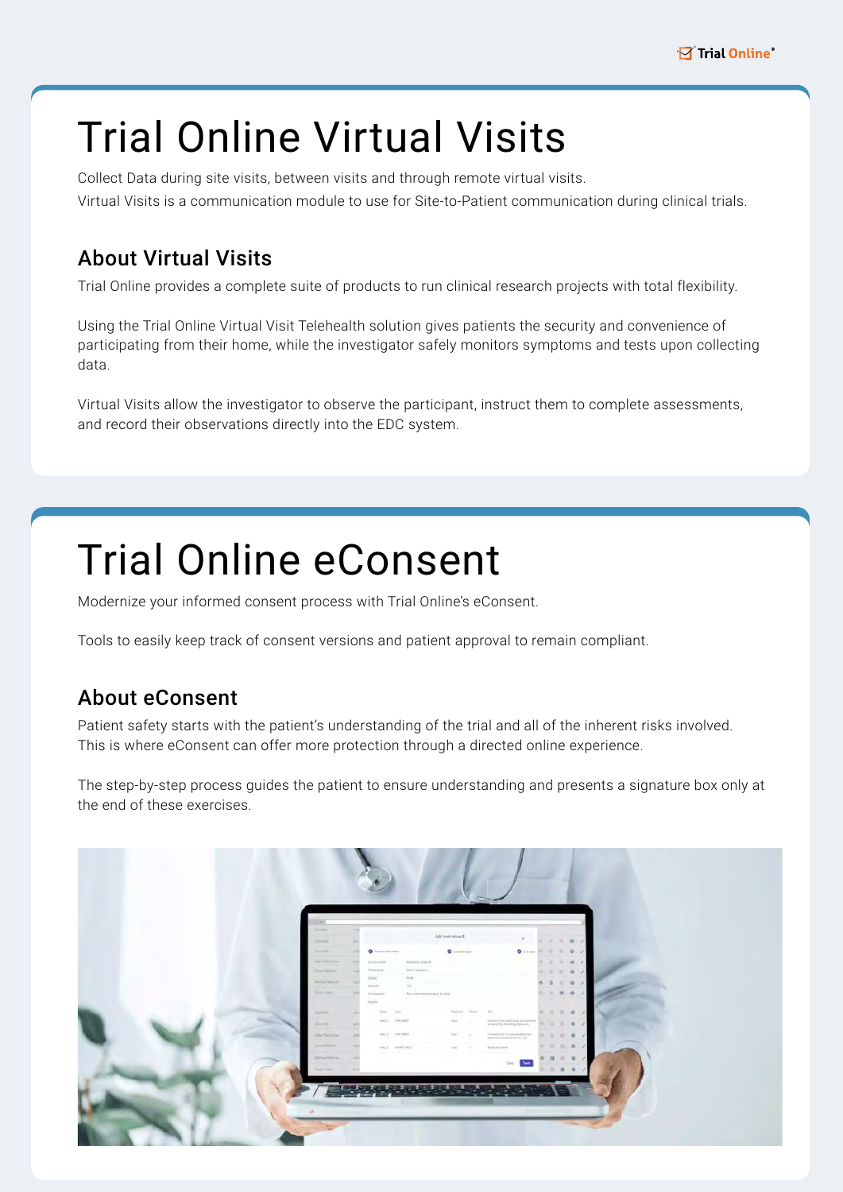# Trial Online Virtual Visits

Collect Data during site visits, between visits and through remote virtual visits.
Virtual Visits is a communication module to use for Site-to-Patient communication during clinical trials.

## About Virtual Visits

Trial Online provides a complete suite of products to run clinical research projects with total flexibility.

Using the Trial Online Virtual Visit Telehealth solution gives patients the security and convenience of participating from their home, while the investigator safely monitors symptoms and tests upon collecting data.

Virtual Visits allow the investigator to observe the participant, instruct them to complete assessments, and record their observations directly into the EDC system.

# Trial Online eConsent

Modernize your informed consent process with Trial Online's eConsent.

Tools to easily keep track of consent versions and patient approval to remain compliant.

## About eConsent

Patient safety starts with the patient's understanding of the trial and all of the inherent risks involved. This is where eConsent can offer more protection through a directed online experience.

The step-by-step process guides the patient to ensure understanding and presents a signature box only at the end of these exercises.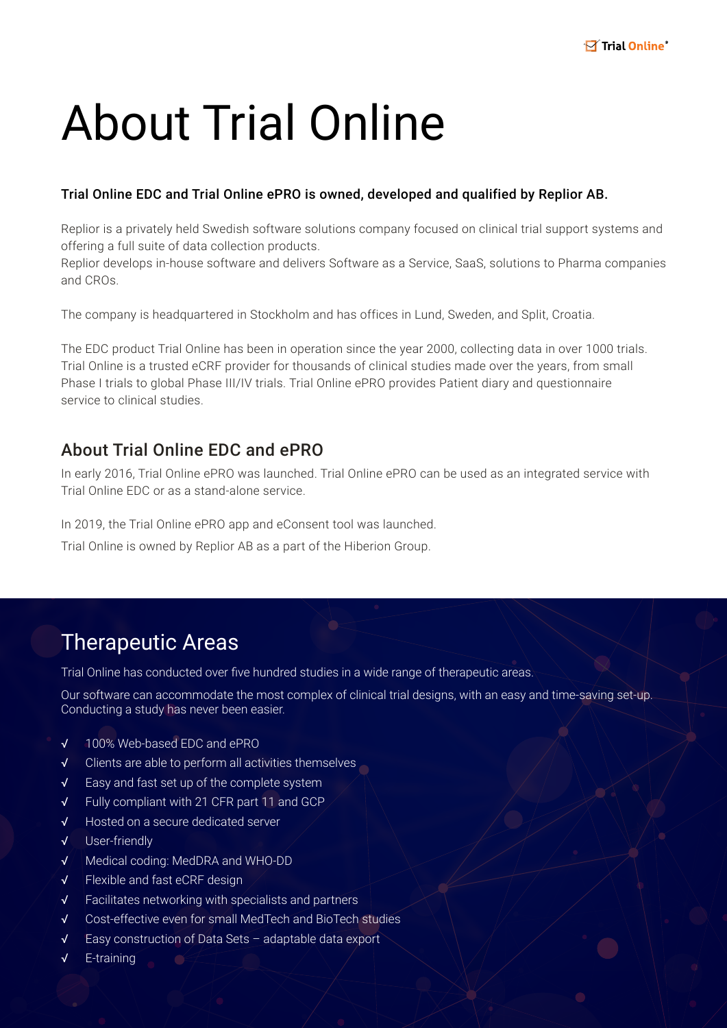# About Trial Online

**Trial Online EDC and Trial Online ePRO is owned, developed and qualified by Replior AB.**

Replior is a privately held Swedish software solutions company focused on clinical trial support systems and offering a full suite of data collection products.
Replior develops in-house software and delivers Software as a Service, SaaS, solutions to Pharma companies and CROs.

The company is headquartered in Stockholm and has offices in Lund, Sweden, and Split, Croatia.

The EDC product Trial Online has been in operation since the year 2000, collecting data in over 1000 trials. Trial Online is a trusted eCRF provider for thousands of clinical studies made over the years, from small Phase I trials to global Phase III/IV trials. Trial Online ePRO provides Patient diary and questionnaire service to clinical studies.

## About Trial Online EDC and ePRO

In early 2016, Trial Online ePRO was launched. Trial Online ePRO can be used as an integrated service with Trial Online EDC or as a stand-alone service.

In 2019, the Trial Online ePRO app and eConsent tool was launched.

Trial Online is owned by Replior AB as a part of the Hiberion Group.

## Therapeutic Areas

Trial Online has conducted over five hundred studies in a wide range of therapeutic areas.

Our software can accommodate the most complex of clinical trial designs, with an easy and time-saving set-up. Conducting a study has never been easier.

- √ 100% Web-based EDC and ePRO
- √ Clients are able to perform all activities themselves
- √ Easy and fast set up of the complete system
- √ Fully compliant with 21 CFR part 11 and GCP
- √ Hosted on a secure dedicated server
- √ User-friendly
- √ Medical coding: MedDRA and WHO-DD
- √ Flexible and fast eCRF design
- √ Facilitates networking with specialists and partners
- √ Cost-effective even for small MedTech and BioTech studies
- √ Easy construction of Data Sets – adaptable data export
- √ E-training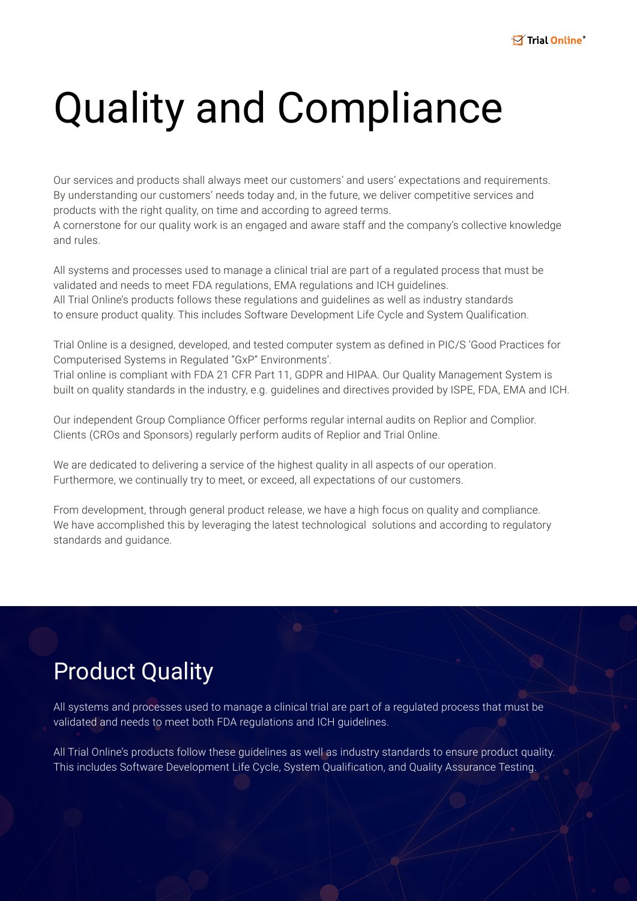# Quality and Compliance

Our services and products shall always meet our customers' and users' expectations and requirements. By understanding our customers' needs today and, in the future, we deliver competitive services and products with the right quality, on time and according to agreed terms.
A cornerstone for our quality work is an engaged and aware staff and the company's collective knowledge and rules.

All systems and processes used to manage a clinical trial are part of a regulated process that must be validated and needs to meet FDA regulations, EMA regulations and ICH guidelines.
All Trial Online's products follows these regulations and guidelines as well as industry standards to ensure product quality. This includes Software Development Life Cycle and System Qualification.

Trial Online is a designed, developed, and tested computer system as defined in PIC/S 'Good Practices for Computerised Systems in Regulated "GxP" Environments'.
Trial online is compliant with FDA 21 CFR Part 11, GDPR and HIPAA. Our Quality Management System is built on quality standards in the industry, e.g. guidelines and directives provided by ISPE, FDA, EMA and ICH.

Our independent Group Compliance Officer performs regular internal audits on Replior and Complior. Clients (CROs and Sponsors) regularly perform audits of Replior and Trial Online.

We are dedicated to delivering a service of the highest quality in all aspects of our operation. Furthermore, we continually try to meet, or exceed, all expectations of our customers.

From development, through general product release, we have a high focus on quality and compliance. We have accomplished this by leveraging the latest technological solutions and according to regulatory standards and guidance.

## Product Quality

All systems and processes used to manage a clinical trial are part of a regulated process that must be validated and needs to meet both FDA regulations and ICH guidelines.

All Trial Online's products follow these guidelines as well as industry standards to ensure product quality. This includes Software Development Life Cycle, System Qualification, and Quality Assurance Testing.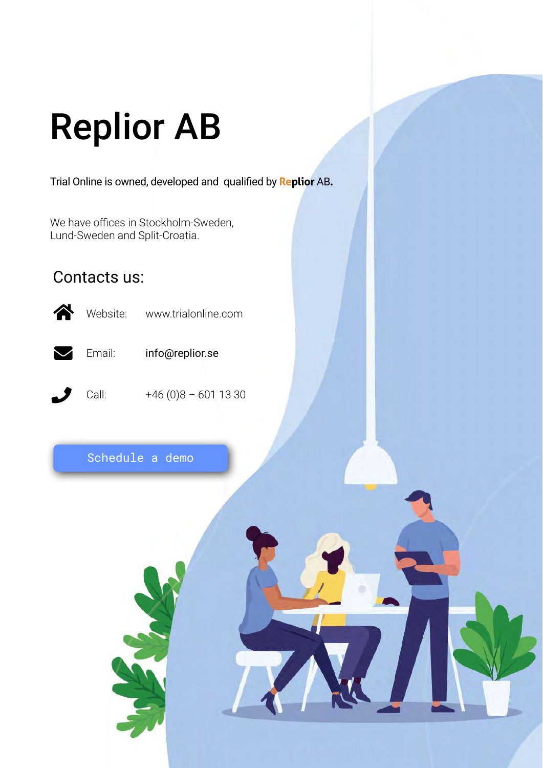# Replior AB

Trial Online is owned, developed and qualified by **Replior** AB.

We have offices in Stockholm-Sweden, Lund-Sweden and Split-Croatia.

## Contacts us:

Website: www.trialonline.com

Email: info@replior.se

Call: +46 (0)8 – 601 13 30

Schedule a demo